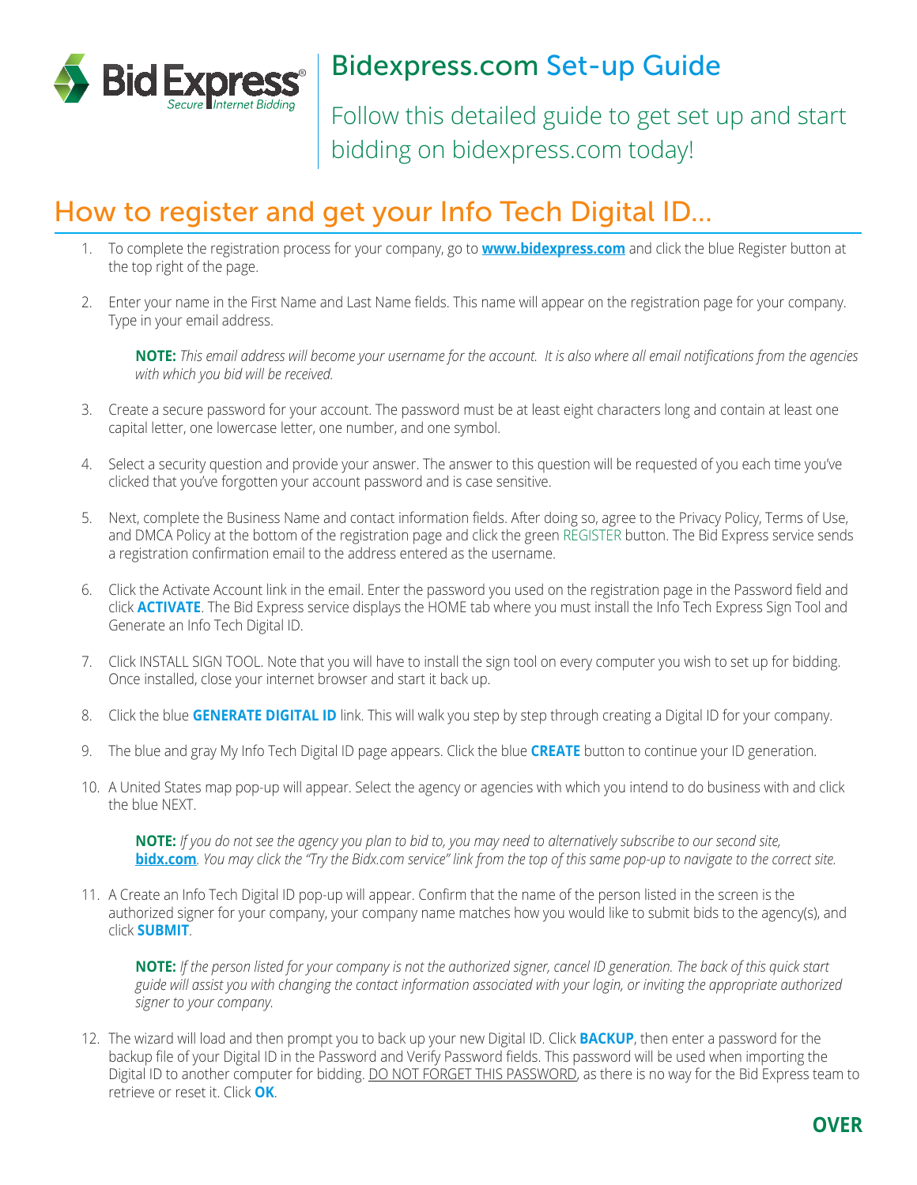Bid Express® Secure Internet Bidding

# Bidexpress.com Set-up Guide

Follow this detailed guide to get set up and start bidding on bidexpress.com today!

## How to register and get your Info Tech Digital ID...

1. To complete the registration process for your company, go to **www.bidexpress.com** and click the blue Register button at the top right of the page.
2. Enter your name in the First Name and Last Name fields. This name will appear on the registration page for your company. Type in your email address.

   **NOTE:** *This email address will become your username for the account. It is also where all email notifications from the agencies with which you bid will be received.*

3. Create a secure password for your account. The password must be at least eight characters long and contain at least one capital letter, one lowercase letter, one number, and one symbol.
4. Select a security question and provide your answer. The answer to this question will be requested of you each time you've clicked that you've forgotten your account password and is case sensitive.
5. Next, complete the Business Name and contact information fields. After doing so, agree to the Privacy Policy, Terms of Use, and DMCA Policy at the bottom of the registration page and click the green REGISTER button. The Bid Express service sends a registration confirmation email to the address entered as the username.
6. Click the Activate Account link in the email. Enter the password you used on the registration page in the Password field and click **ACTIVATE**. The Bid Express service displays the HOME tab where you must install the Info Tech Express Sign Tool and Generate an Info Tech Digital ID.
7. Click INSTALL SIGN TOOL. Note that you will have to install the sign tool on every computer you wish to set up for bidding. Once installed, close your internet browser and start it back up.
8. Click the blue **GENERATE DIGITAL ID** link. This will walk you step by step through creating a Digital ID for your company.
9. The blue and gray My Info Tech Digital ID page appears. Click the blue **CREATE** button to continue your ID generation.
10. A United States map pop-up will appear. Select the agency or agencies with which you intend to do business with and click the blue NEXT.

    **NOTE:** *If you do not see the agency you plan to bid to, you may need to alternatively subscribe to our second site,* **bidx.com**. *You may click the "Try the Bidx.com service" link from the top of this same pop-up to navigate to the correct site.*

11. A Create an Info Tech Digital ID pop-up will appear. Confirm that the name of the person listed in the screen is the authorized signer for your company, your company name matches how you would like to submit bids to the agency(s), and click **SUBMIT**.

    **NOTE:** *If the person listed for your company is not the authorized signer, cancel ID generation. The back of this quick start guide will assist you with changing the contact information associated with your login, or inviting the appropriate authorized signer to your company.*

12. The wizard will load and then prompt you to back up your new Digital ID. Click **BACKUP**, then enter a password for the backup file of your Digital ID in the Password and Verify Password fields. This password will be used when importing the Digital ID to another computer for bidding. DO NOT FORGET THIS PASSWORD, as there is no way for the Bid Express team to retrieve or reset it. Click **OK**.

**OVER**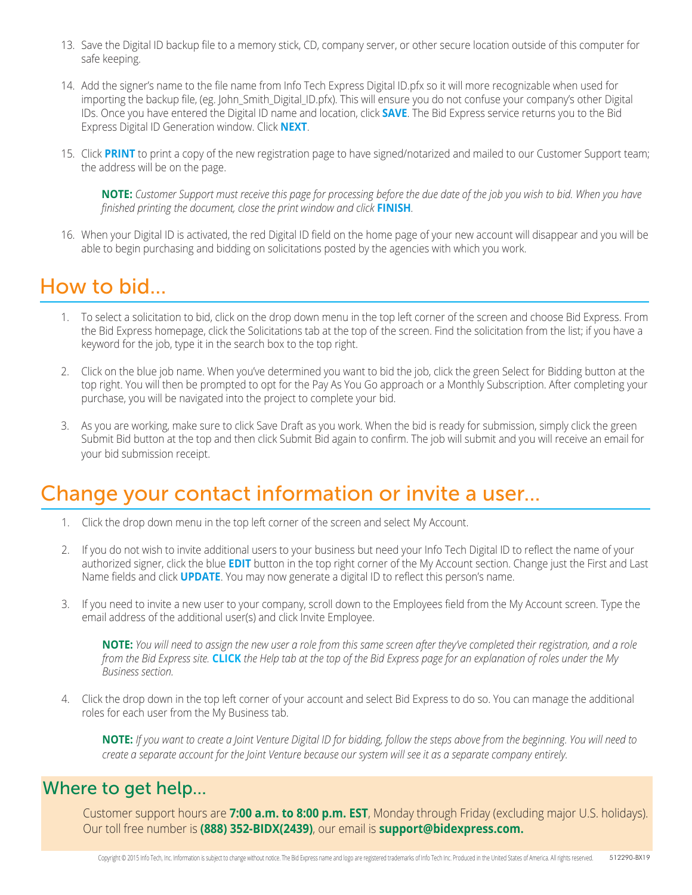13. Save the Digital ID backup file to a memory stick, CD, company server, or other secure location outside of this computer for safe keeping.

14. Add the signer's name to the file name from Info Tech Express Digital ID.pfx so it will more recognizable when used for importing the backup file, (eg. John_Smith_Digital_ID.pfx). This will ensure you do not confuse your company's other Digital IDs. Once you have entered the Digital ID name and location, click **SAVE**. The Bid Express service returns you to the Bid Express Digital ID Generation window. Click **NEXT**.

15. Click **PRINT** to print a copy of the new registration page to have signed/notarized and mailed to our Customer Support team; the address will be on the page.

    **NOTE:** *Customer Support must receive this page for processing before the due date of the job you wish to bid. When you have finished printing the document, close the print window and click* **FINISH**.

16. When your Digital ID is activated, the red Digital ID field on the home page of your new account will disappear and you will be able to begin purchasing and bidding on solicitations posted by the agencies with which you work.

## How to bid...

1. To select a solicitation to bid, click on the drop down menu in the top left corner of the screen and choose Bid Express. From the Bid Express homepage, click the Solicitations tab at the top of the screen. Find the solicitation from the list; if you have a keyword for the job, type it in the search box to the top right.

2. Click on the blue job name. When you've determined you want to bid the job, click the green Select for Bidding button at the top right. You will then be prompted to opt for the Pay As You Go approach or a Monthly Subscription. After completing your purchase, you will be navigated into the project to complete your bid.

3. As you are working, make sure to click Save Draft as you work. When the bid is ready for submission, simply click the green Submit Bid button at the top and then click Submit Bid again to confirm. The job will submit and you will receive an email for your bid submission receipt.

## Change your contact information or invite a user...

1. Click the drop down menu in the top left corner of the screen and select My Account.

2. If you do not wish to invite additional users to your business but need your Info Tech Digital ID to reflect the name of your authorized signer, click the blue **EDIT** button in the top right corner of the My Account section. Change just the First and Last Name fields and click **UPDATE**. You may now generate a digital ID to reflect this person's name.

3. If you need to invite a new user to your company, scroll down to the Employees field from the My Account screen. Type the email address of the additional user(s) and click Invite Employee.

    **NOTE:** *You will need to assign the new user a role from this same screen after they've completed their registration, and a role from the Bid Express site.* **CLICK** *the Help tab at the top of the Bid Express page for an explanation of roles under the My Business section.*

4. Click the drop down in the top left corner of your account and select Bid Express to do so. You can manage the additional roles for each user from the My Business tab.

    **NOTE:** *If you want to create a Joint Venture Digital ID for bidding, follow the steps above from the beginning. You will need to create a separate account for the Joint Venture because our system will see it as a separate company entirely.*

## Where to get help...

Customer support hours are **7:00 a.m. to 8:00 p.m. EST**, Monday through Friday (excluding major U.S. holidays). Our toll free number is **(888) 352-BIDX(2439)**, our email is **support@bidexpress.com.**

Copyright © 2015 Info Tech, Inc. Information is subject to change without notice. The Bid Express name and logo are registered trademarks of Info Tech Inc. Produced in the United States of America. All rights reserved. 512290-BX19